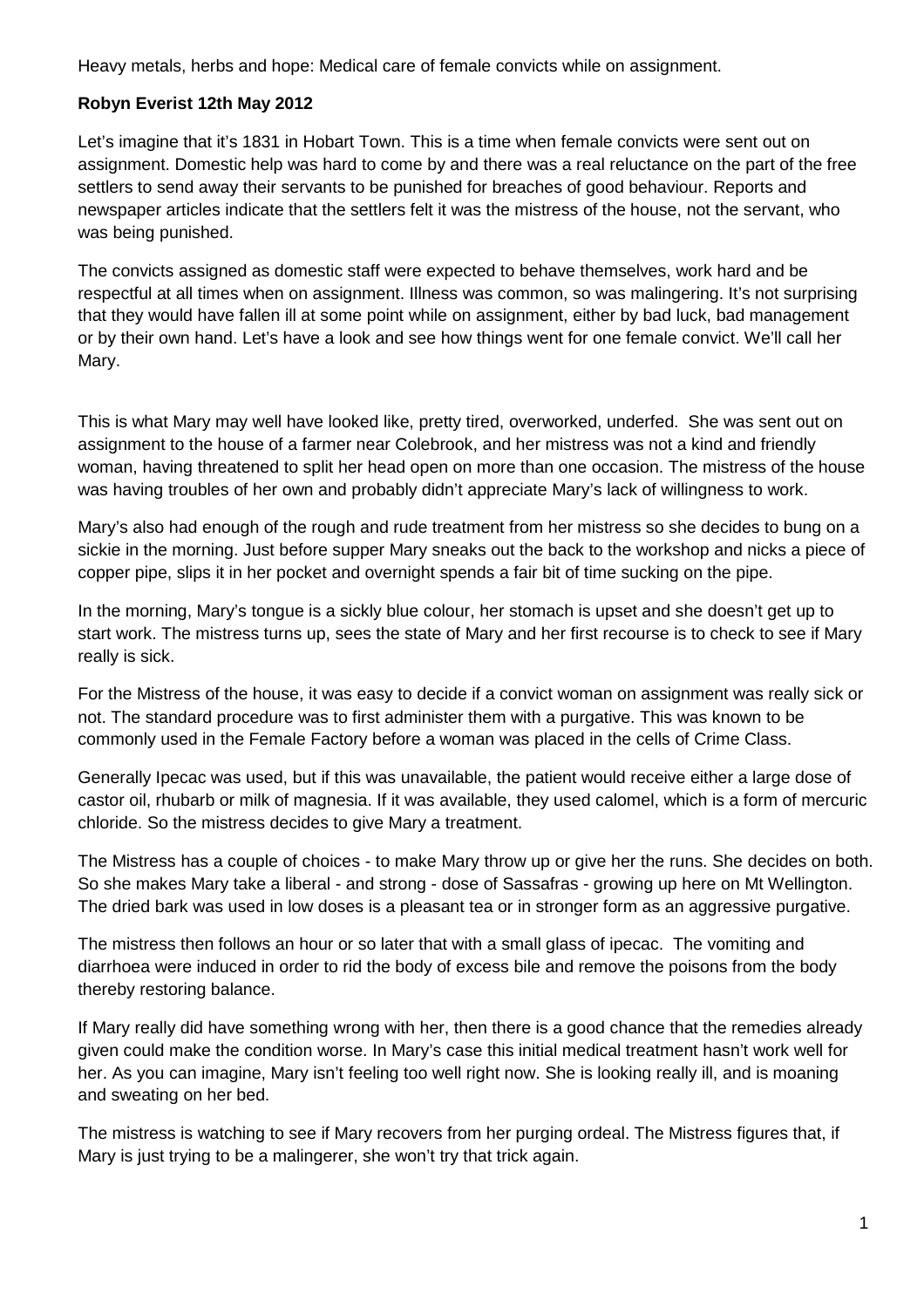Heavy metals, herbs and hope: Medical care of female convicts while on assignment.

**Robyn Everist 12th May 2012**

Let's imagine that it's 1831 in Hobart Town. This is a time when female convicts were sent out on assignment. Domestic help was hard to come by and there was a real reluctance on the part of the free settlers to send away their servants to be punished for breaches of good behaviour. Reports and newspaper articles indicate that the settlers felt it was the mistress of the house, not the servant, who was being punished.

The convicts assigned as domestic staff were expected to behave themselves, work hard and be respectful at all times when on assignment. Illness was common, so was malingering. It's not surprising that they would have fallen ill at some point while on assignment, either by bad luck, bad management or by their own hand. Let's have a look and see how things went for one female convict. We'll call her Mary.

This is what Mary may well have looked like, pretty tired, overworked, underfed. She was sent out on assignment to the house of a farmer near Colebrook, and her mistress was not a kind and friendly woman, having threatened to split her head open on more than one occasion. The mistress of the house was having troubles of her own and probably didn't appreciate Mary's lack of willingness to work.

Mary's also had enough of the rough and rude treatment from her mistress so she decides to bung on a sickie in the morning. Just before supper Mary sneaks out the back to the workshop and nicks a piece of copper pipe, slips it in her pocket and overnight spends a fair bit of time sucking on the pipe.

In the morning, Mary's tongue is a sickly blue colour, her stomach is upset and she doesn't get up to start work. The mistress turns up, sees the state of Mary and her first recourse is to check to see if Mary really is sick.

For the Mistress of the house, it was easy to decide if a convict woman on assignment was really sick or not. The standard procedure was to first administer them with a purgative. This was known to be commonly used in the Female Factory before a woman was placed in the cells of Crime Class.

Generally Ipecac was used, but if this was unavailable, the patient would receive either a large dose of castor oil, rhubarb or milk of magnesia. If it was available, they used calomel, which is a form of mercuric chloride. So the mistress decides to give Mary a treatment.

The Mistress has a couple of choices - to make Mary throw up or give her the runs. She decides on both. So she makes Mary take a liberal - and strong - dose of Sassafras - growing up here on Mt Wellington. The dried bark was used in low doses is a pleasant tea or in stronger form as an aggressive purgative.

The mistress then follows an hour or so later that with a small glass of ipecac. The vomiting and diarrhoea were induced in order to rid the body of excess bile and remove the poisons from the body thereby restoring balance.

If Mary really did have something wrong with her, then there is a good chance that the remedies already given could make the condition worse. In Mary's case this initial medical treatment hasn't work well for her. As you can imagine, Mary isn't feeling too well right now. She is looking really ill, and is moaning and sweating on her bed.

The mistress is watching to see if Mary recovers from her purging ordeal. The Mistress figures that, if Mary is just trying to be a malingerer, she won't try that trick again.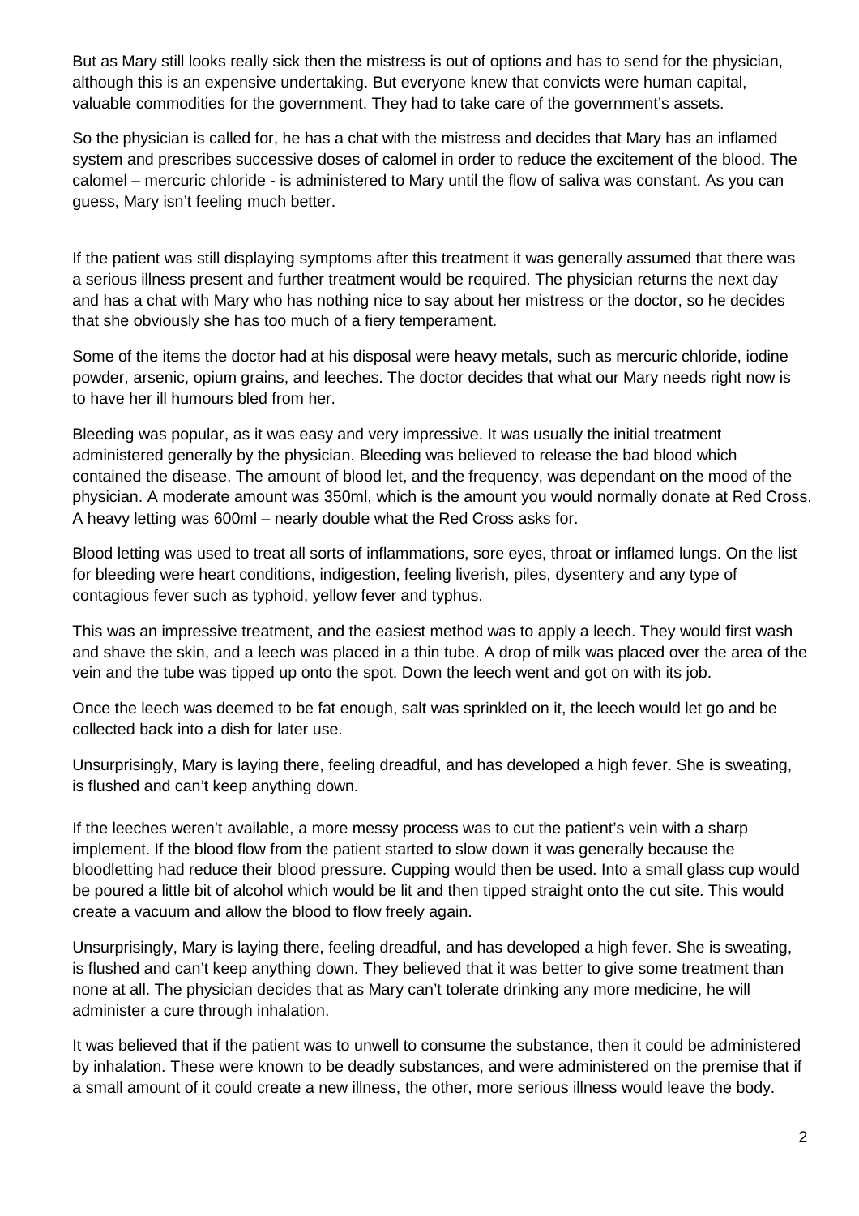But as Mary still looks really sick then the mistress is out of options and has to send for the physician, although this is an expensive undertaking. But everyone knew that convicts were human capital, valuable commodities for the government. They had to take care of the government's assets.

So the physician is called for, he has a chat with the mistress and decides that Mary has an inflamed system and prescribes successive doses of calomel in order to reduce the excitement of the blood. The calomel – mercuric chloride - is administered to Mary until the flow of saliva was constant. As you can guess, Mary isn't feeling much better.

If the patient was still displaying symptoms after this treatment it was generally assumed that there was a serious illness present and further treatment would be required. The physician returns the next day and has a chat with Mary who has nothing nice to say about her mistress or the doctor, so he decides that she obviously she has too much of a fiery temperament.

Some of the items the doctor had at his disposal were heavy metals, such as mercuric chloride, iodine powder, arsenic, opium grains, and leeches. The doctor decides that what our Mary needs right now is to have her ill humours bled from her.

Bleeding was popular, as it was easy and very impressive. It was usually the initial treatment administered generally by the physician. Bleeding was believed to release the bad blood which contained the disease. The amount of blood let, and the frequency, was dependant on the mood of the physician. A moderate amount was 350ml, which is the amount you would normally donate at Red Cross. A heavy letting was 600ml – nearly double what the Red Cross asks for.

Blood letting was used to treat all sorts of inflammations, sore eyes, throat or inflamed lungs. On the list for bleeding were heart conditions, indigestion, feeling liverish, piles, dysentery and any type of contagious fever such as typhoid, yellow fever and typhus.

This was an impressive treatment, and the easiest method was to apply a leech. They would first wash and shave the skin, and a leech was placed in a thin tube. A drop of milk was placed over the area of the vein and the tube was tipped up onto the spot. Down the leech went and got on with its job.

Once the leech was deemed to be fat enough, salt was sprinkled on it, the leech would let go and be collected back into a dish for later use.

Unsurprisingly, Mary is laying there, feeling dreadful, and has developed a high fever. She is sweating, is flushed and can't keep anything down.

If the leeches weren't available, a more messy process was to cut the patient's vein with a sharp implement. If the blood flow from the patient started to slow down it was generally because the bloodletting had reduce their blood pressure. Cupping would then be used. Into a small glass cup would be poured a little bit of alcohol which would be lit and then tipped straight onto the cut site. This would create a vacuum and allow the blood to flow freely again.

Unsurprisingly, Mary is laying there, feeling dreadful, and has developed a high fever. She is sweating, is flushed and can't keep anything down. They believed that it was better to give some treatment than none at all. The physician decides that as Mary can't tolerate drinking any more medicine, he will administer a cure through inhalation.

It was believed that if the patient was to unwell to consume the substance, then it could be administered by inhalation. These were known to be deadly substances, and were administered on the premise that if a small amount of it could create a new illness, the other, more serious illness would leave the body.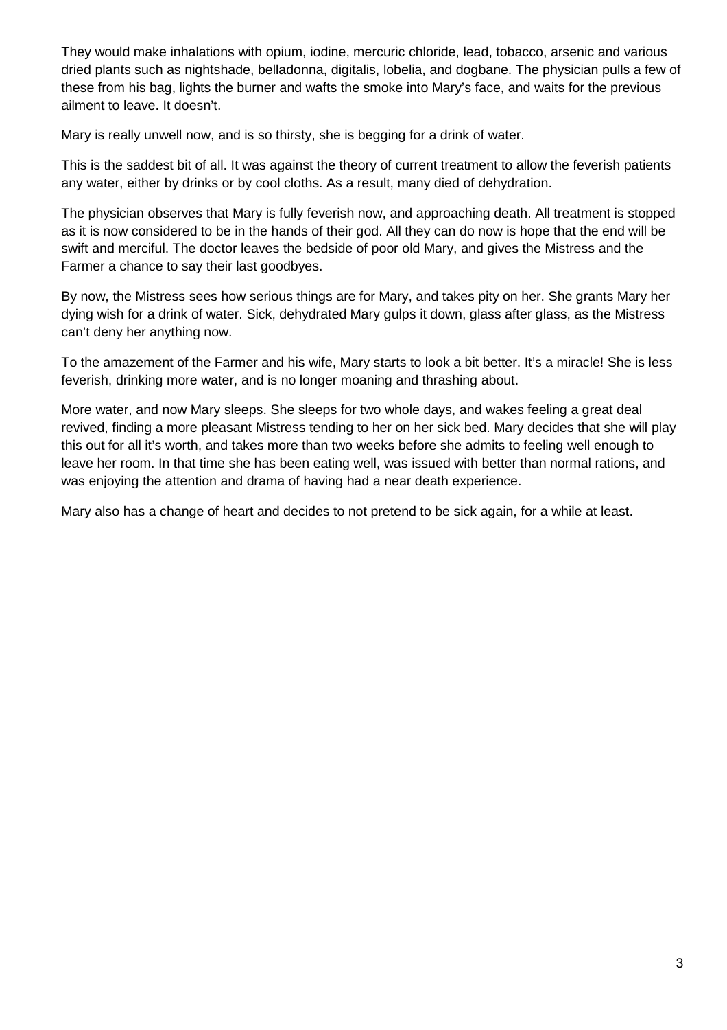They would make inhalations with opium, iodine, mercuric chloride, lead, tobacco, arsenic and various dried plants such as nightshade, belladonna, digitalis, lobelia, and dogbane. The physician pulls a few of these from his bag, lights the burner and wafts the smoke into Mary's face, and waits for the previous ailment to leave. It doesn't.

Mary is really unwell now, and is so thirsty, she is begging for a drink of water.

This is the saddest bit of all. It was against the theory of current treatment to allow the feverish patients any water, either by drinks or by cool cloths. As a result, many died of dehydration.

The physician observes that Mary is fully feverish now, and approaching death. All treatment is stopped as it is now considered to be in the hands of their god. All they can do now is hope that the end will be swift and merciful. The doctor leaves the bedside of poor old Mary, and gives the Mistress and the Farmer a chance to say their last goodbyes.

By now, the Mistress sees how serious things are for Mary, and takes pity on her. She grants Mary her dying wish for a drink of water. Sick, dehydrated Mary gulps it down, glass after glass, as the Mistress can't deny her anything now.

To the amazement of the Farmer and his wife, Mary starts to look a bit better. It's a miracle! She is less feverish, drinking more water, and is no longer moaning and thrashing about.

More water, and now Mary sleeps. She sleeps for two whole days, and wakes feeling a great deal revived, finding a more pleasant Mistress tending to her on her sick bed. Mary decides that she will play this out for all it's worth, and takes more than two weeks before she admits to feeling well enough to leave her room. In that time she has been eating well, was issued with better than normal rations, and was enjoying the attention and drama of having had a near death experience.

Mary also has a change of heart and decides to not pretend to be sick again, for a while at least.